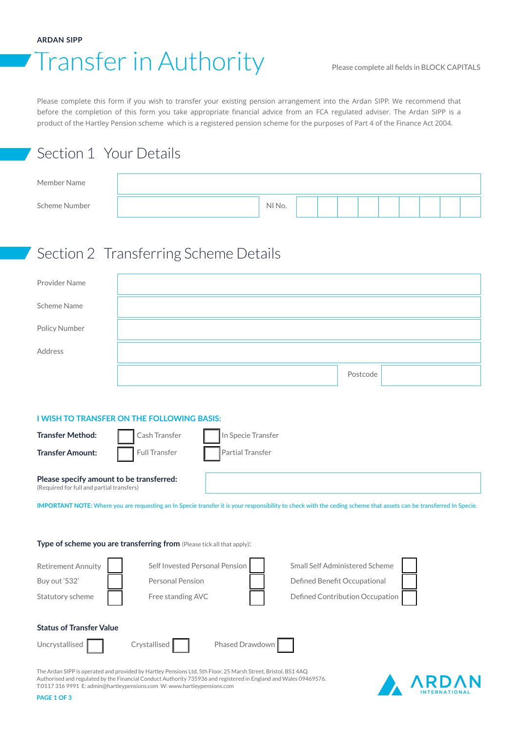**ARDAN SIPP**

# Transfer in Authority

Please complete all fields in BLOCK CAPITALS

Please complete this form if you wish to transfer your existing pension arrangement into the Ardan SIPP. We recommend that before the completion of this form you take appropriate financial advice from an FCA regulated adviser. The Ardan SIPP is a product of the Hartley Pension scheme which is a registered pension scheme for the purposes of Part 4 of the Finance Act 2004.

## Section 1 Your Details

| | | | |
|---|---|---|---|
| Member Name | | | |
| Scheme Number | | NI No. | |

## Section 2 Transferring Scheme Details

| | | | |
|---|---|---|---|
| Provider Name | | | |
| Scheme Name | | | |
| Policy Number | | | |
| Address | | | |
| | | Postcode | |

**I WISH TO TRANSFER ON THE FOLLOWING BASIS:**

**Transfer Method:** ☐ Cash Transfer ☐ In Specie Transfer

**Transfer Amount:** ☐ Full Transfer ☐ Partial Transfer

**Please specify amount to be transferred:**
(Required for full and partial transfers)

**IMPORTANT NOTE:** Where you are requesting an In Specie transfer it is your responsibility to check with the ceding scheme that assets can be transferred In Specie.

**Type of scheme you are transferring from** (Please tick all that apply):

| | | |
|---|---|---|
| Retirement Annuity ☐ | Self Invested Personal Pension ☐ | Small Self Administered Scheme ☐ |
| Buy out 'S32' ☐ | Personal Pension ☐ | Defined Benefit Occupational ☐ |
| Statutory scheme ☐ | Free standing AVC ☐ | Defined Contribution Occupation ☐ |

**Status of Transfer Value**

Uncrystallised ☐ Crystallised ☐ Phased Drawdown ☐

The Ardan SIPP is operated and provided by Hartley Pensions Ltd, 5th Floor, 25 Marsh Street, Bristol, BS1 4AQ.
Authorised and regulated by the Financial Conduct Authority 735936 and registered in England and Wales 09469576.
T:0117 316 9991 E: admin@hartleypensions.com W: www.hartleypensions.com

ARDAN INTERNATIONAL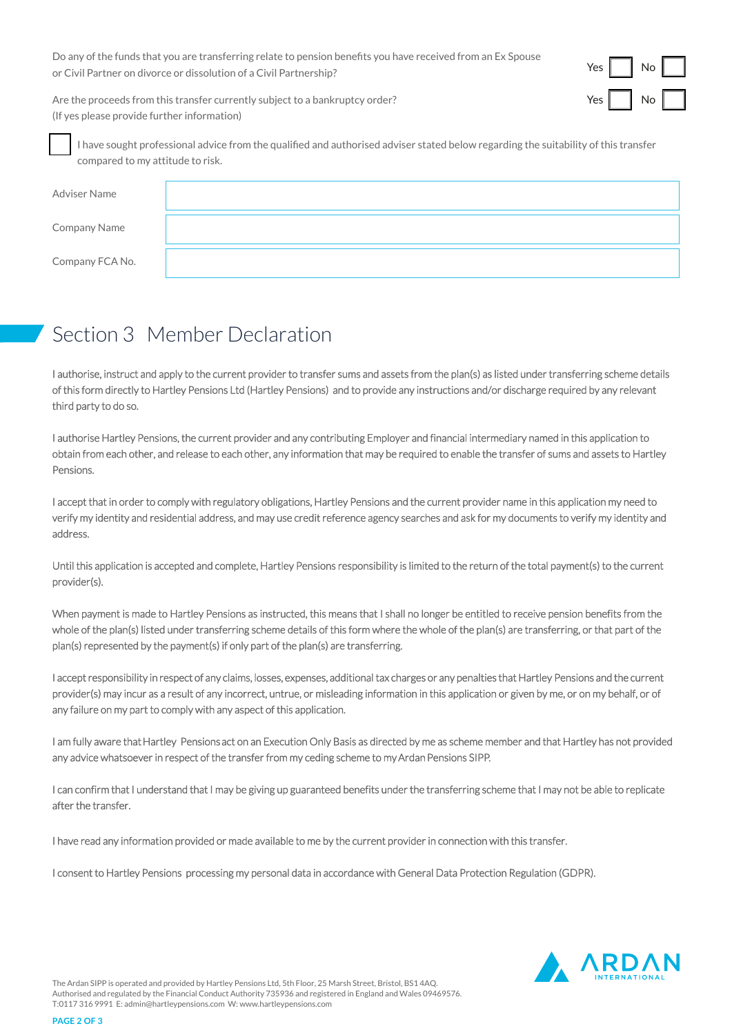Do any of the funds that you are transferring relate to pension benefits you have received from an Ex Spouse or Civil Partner on divorce or dissolution of a Civil Partnership? Yes ☐ No ☐

Are the proceeds from this transfer currently subject to a bankruptcy order? Yes ☐ No ☐
(If yes please provide further information)

☐ I have sought professional advice from the qualified and authorised adviser stated below regarding the suitability of this transfer compared to my attitude to risk.

| | |
|---|---|
| Adviser Name | |
| Company Name | |
| Company FCA No. | |

## Section 3 Member Declaration

I authorise, instruct and apply to the current provider to transfer sums and assets from the plan(s) as listed under transferring scheme details of this form directly to Hartley Pensions Ltd (Hartley Pensions) and to provide any instructions and/or discharge required by any relevant third party to do so.

I authorise Hartley Pensions, the current provider and any contributing Employer and financial intermediary named in this application to obtain from each other, and release to each other, any information that may be required to enable the transfer of sums and assets to Hartley Pensions.

I accept that in order to comply with regulatory obligations, Hartley Pensions and the current provider name in this application my need to verify my identity and residential address, and may use credit reference agency searches and ask for my documents to verify my identity and address.

Until this application is accepted and complete, Hartley Pensions responsibility is limited to the return of the total payment(s) to the current provider(s).

When payment is made to Hartley Pensions as instructed, this means that I shall no longer be entitled to receive pension benefits from the whole of the plan(s) listed under transferring scheme details of this form where the whole of the plan(s) are transferring, or that part of the plan(s) represented by the payment(s) if only part of the plan(s) are transferring.

I accept responsibility in respect of any claims, losses, expenses, additional tax charges or any penalties that Hartley Pensions and the current provider(s) may incur as a result of any incorrect, untrue, or misleading information in this application or given by me, or on my behalf, or of any failure on my part to comply with any aspect of this application.

I am fully aware that Hartley Pensions act on an Execution Only Basis as directed by me as scheme member and that Hartley has not provided any advice whatsoever in respect of the transfer from my ceding scheme to my Ardan Pensions SIPP.

I can confirm that I understand that I may be giving up guaranteed benefits under the transferring scheme that I may not be able to replicate after the transfer.

I have read any information provided or made available to me by the current provider in connection with this transfer.

I consent to Hartley Pensions processing my personal data in accordance with General Data Protection Regulation (GDPR).

The Ardan SIPP is operated and provided by Hartley Pensions Ltd, 5th Floor, 25 Marsh Street, Bristol, BS1 4AQ.
Authorised and regulated by the Financial Conduct Authority 735936 and registered in England and Wales 09469576.
T:0117 316 9991 E: admin@hartleypensions.com W: www.hartleypensions.com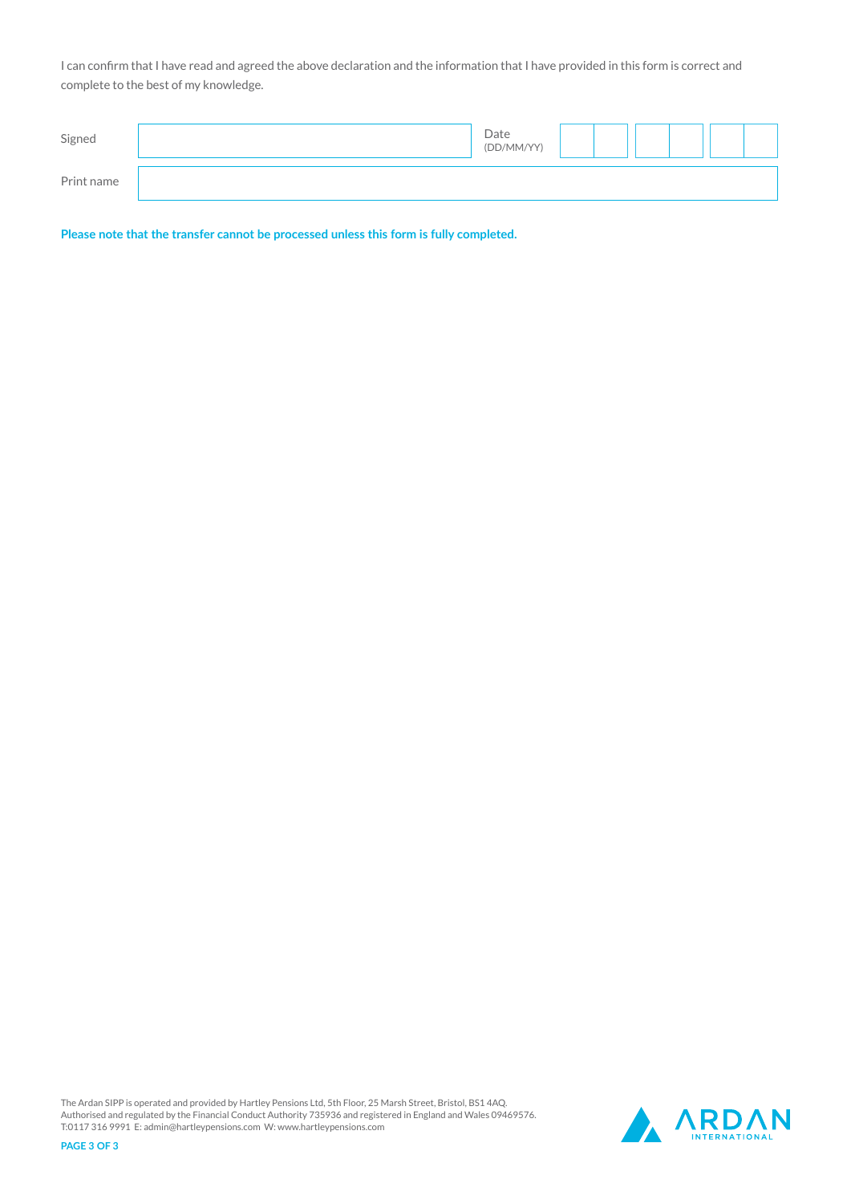I can confirm that I have read and agreed the above declaration and the information that I have provided in this form is correct and complete to the best of my knowledge.

| | | | |
|---|---|---|---|
| Signed | | Date (DD/MM/YY) | |
| Print name | | | |

**Please note that the transfer cannot be processed unless this form is fully completed.**

The Ardan SIPP is operated and provided by Hartley Pensions Ltd, 5th Floor, 25 Marsh Street, Bristol, BS1 4AQ.
Authorised and regulated by the Financial Conduct Authority 735936 and registered in England and Wales 09469576.
T:0117 316 9991 E: admin@hartleypensions.com W: www.hartleypensions.com

ARDAN INTERNATIONAL